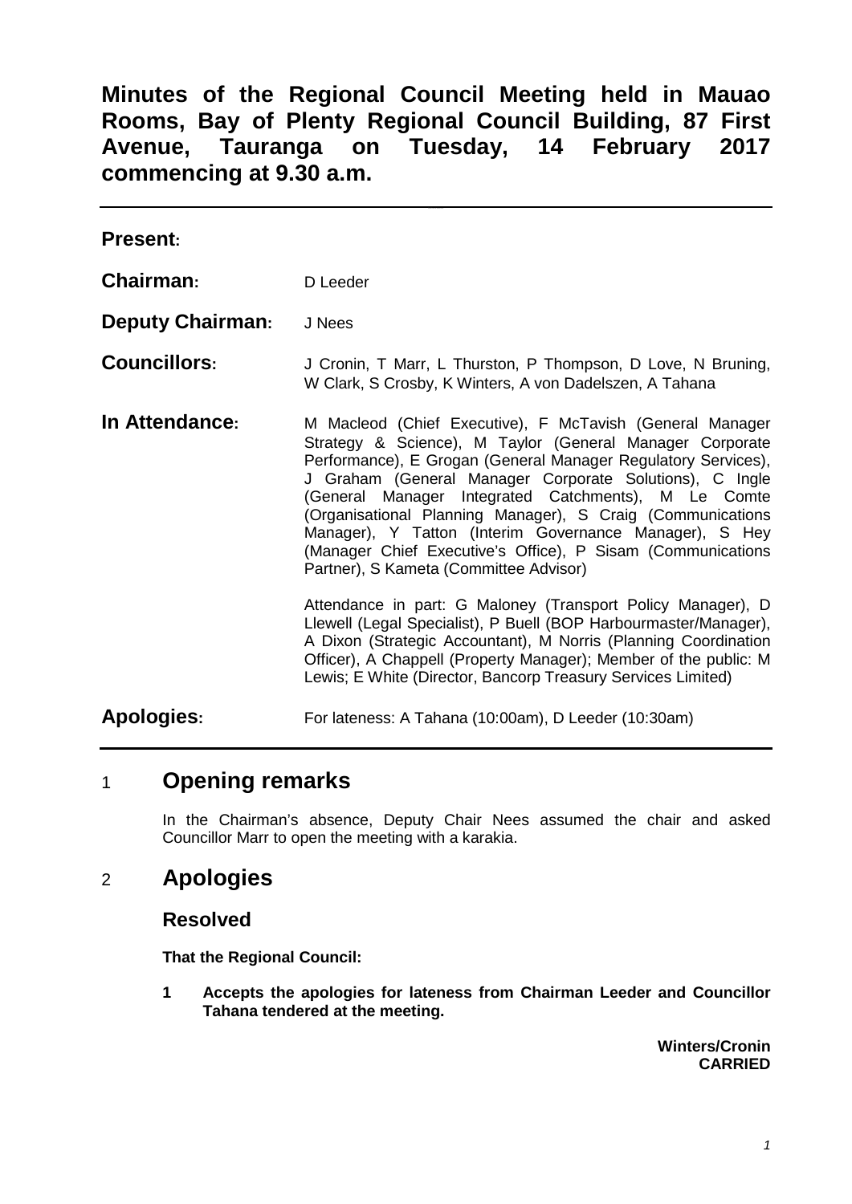# Minutes of the Regional Council Meeting held in Mauao Rooms, Bay of Plenty Regional Council Building, 87 First Avenue, Tauranga on Tuesday, 14 February 2017 commencing at 9.30 a.m.

**Present:**

**Chairman:** D Leeder

**Deputy Chairman:** J Nees

**Councillors:** J Cronin, T Marr, L Thurston, P Thompson, D Love, N Bruning, W Clark, S Crosby, K Winters, A von Dadelszen, A Tahana

**In Attendance:** M Macleod (Chief Executive), F McTavish (General Manager Strategy & Science), M Taylor (General Manager Corporate Performance), E Grogan (General Manager Regulatory Services), J Graham (General Manager Corporate Solutions), C Ingle (General Manager Integrated Catchments), M Le Comte (Organisational Planning Manager), S Craig (Communications Manager), Y Tatton (Interim Governance Manager), S Hey (Manager Chief Executive's Office), P Sisam (Communications Partner), S Kameta (Committee Advisor)

Attendance in part: G Maloney (Transport Policy Manager), D Llewell (Legal Specialist), P Buell (BOP Harbourmaster/Manager), A Dixon (Strategic Accountant), M Norris (Planning Coordination Officer), A Chappell (Property Manager); Member of the public: M Lewis; E White (Director, Bancorp Treasury Services Limited)

**Apologies:** For lateness: A Tahana (10:00am), D Leeder (10:30am)

## 1 Opening remarks

In the Chairman's absence, Deputy Chair Nees assumed the chair and asked Councillor Marr to open the meeting with a karakia.

## 2 Apologies

### Resolved

**That the Regional Council:**

**1 Accepts the apologies for lateness from Chairman Leeder and Councillor Tahana tendered at the meeting.**

**Winters/Cronin**
**CARRIED**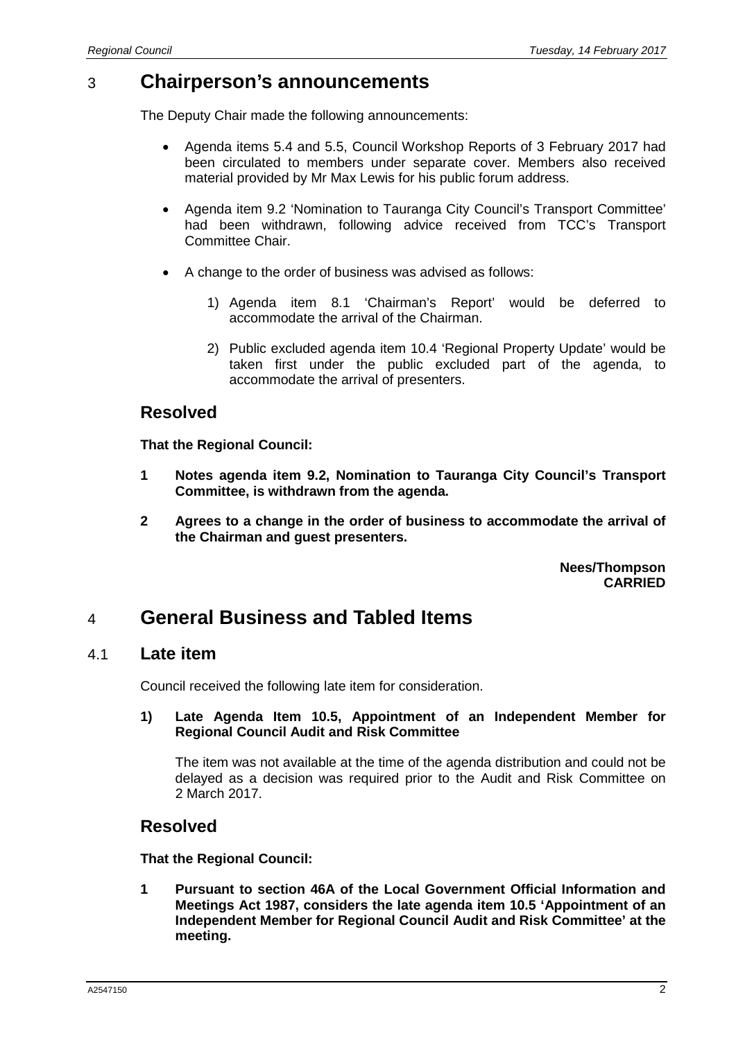## 3 Chairperson's announcements

The Deputy Chair made the following announcements:

- Agenda items 5.4 and 5.5, Council Workshop Reports of 3 February 2017 had been circulated to members under separate cover. Members also received material provided by Mr Max Lewis for his public forum address.
- Agenda item 9.2 'Nomination to Tauranga City Council's Transport Committee' had been withdrawn, following advice received from TCC's Transport Committee Chair.
- A change to the order of business was advised as follows:
    1) Agenda item 8.1 'Chairman's Report' would be deferred to accommodate the arrival of the Chairman.
    2) Public excluded agenda item 10.4 'Regional Property Update' would be taken first under the public excluded part of the agenda, to accommodate the arrival of presenters.

### Resolved

**That the Regional Council:**

**1 Notes agenda item 9.2, Nomination to Tauranga City Council's Transport Committee, is withdrawn from the agenda.**

**2 Agrees to a change in the order of business to accommodate the arrival of the Chairman and guest presenters.**

**Nees/Thompson**
**CARRIED**

## 4 General Business and Tabled Items

### 4.1 Late item

Council received the following late item for consideration.

**1) Late Agenda Item 10.5, Appointment of an Independent Member for Regional Council Audit and Risk Committee**

The item was not available at the time of the agenda distribution and could not be delayed as a decision was required prior to the Audit and Risk Committee on 2 March 2017.

### Resolved

**That the Regional Council:**

**1 Pursuant to section 46A of the Local Government Official Information and Meetings Act 1987, considers the late agenda item 10.5 'Appointment of an Independent Member for Regional Council Audit and Risk Committee' at the meeting.**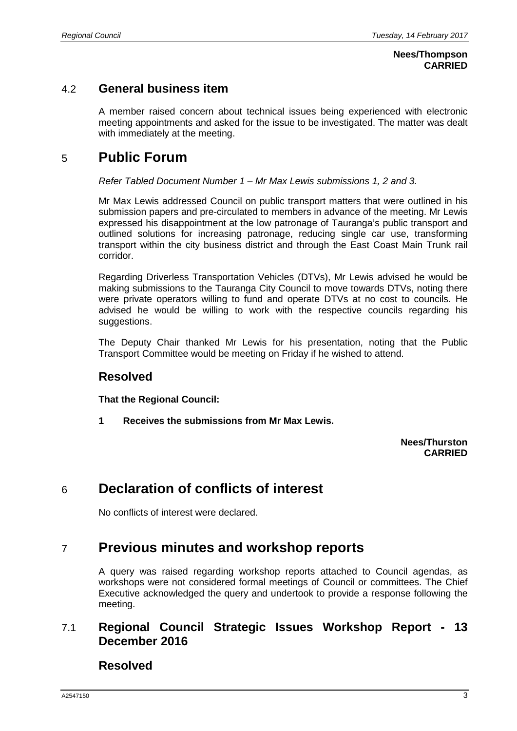**Nees/Thompson**
**CARRIED**

## 4.2 General business item

A member raised concern about technical issues being experienced with electronic meeting appointments and asked for the issue to be investigated. The matter was dealt with immediately at the meeting.

# 5 Public Forum

*Refer Tabled Document Number 1 – Mr Max Lewis submissions 1, 2 and 3.*

Mr Max Lewis addressed Council on public transport matters that were outlined in his submission papers and pre-circulated to members in advance of the meeting. Mr Lewis expressed his disappointment at the low patronage of Tauranga's public transport and outlined solutions for increasing patronage, reducing single car use, transforming transport within the city business district and through the East Coast Main Trunk rail corridor.

Regarding Driverless Transportation Vehicles (DTVs), Mr Lewis advised he would be making submissions to the Tauranga City Council to move towards DTVs, noting there were private operators willing to fund and operate DTVs at no cost to councils. He advised he would be willing to work with the respective councils regarding his suggestions.

The Deputy Chair thanked Mr Lewis for his presentation, noting that the Public Transport Committee would be meeting on Friday if he wished to attend.

## Resolved

**That the Regional Council:**

**1 Receives the submissions from Mr Max Lewis.**

**Nees/Thurston**
**CARRIED**

# 6 Declaration of conflicts of interest

No conflicts of interest were declared.

# 7 Previous minutes and workshop reports

A query was raised regarding workshop reports attached to Council agendas, as workshops were not considered formal meetings of Council or committees. The Chief Executive acknowledged the query and undertook to provide a response following the meeting.

## 7.1 Regional Council Strategic Issues Workshop Report - 13 December 2016

## Resolved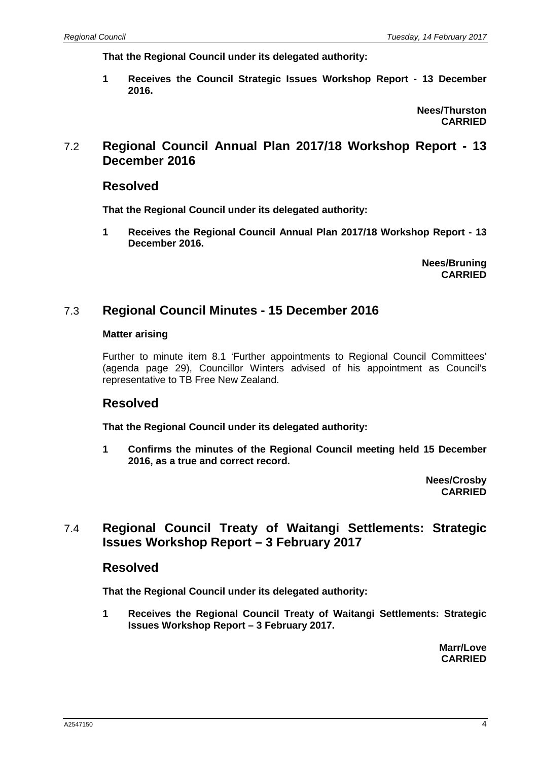**That the Regional Council under its delegated authority:**

**1 Receives the Council Strategic Issues Workshop Report - 13 December 2016.**

**Nees/Thurston**
**CARRIED**

## 7.2 Regional Council Annual Plan 2017/18 Workshop Report - 13 December 2016

### Resolved

**That the Regional Council under its delegated authority:**

**1 Receives the Regional Council Annual Plan 2017/18 Workshop Report - 13 December 2016.**

**Nees/Bruning**
**CARRIED**

## 7.3 Regional Council Minutes - 15 December 2016

**Matter arising**

Further to minute item 8.1 'Further appointments to Regional Council Committees' (agenda page 29), Councillor Winters advised of his appointment as Council's representative to TB Free New Zealand.

### Resolved

**That the Regional Council under its delegated authority:**

**1 Confirms the minutes of the Regional Council meeting held 15 December 2016, as a true and correct record.**

**Nees/Crosby**
**CARRIED**

## 7.4 Regional Council Treaty of Waitangi Settlements: Strategic Issues Workshop Report – 3 February 2017

### Resolved

**That the Regional Council under its delegated authority:**

**1 Receives the Regional Council Treaty of Waitangi Settlements: Strategic Issues Workshop Report – 3 February 2017.**

**Marr/Love**
**CARRIED**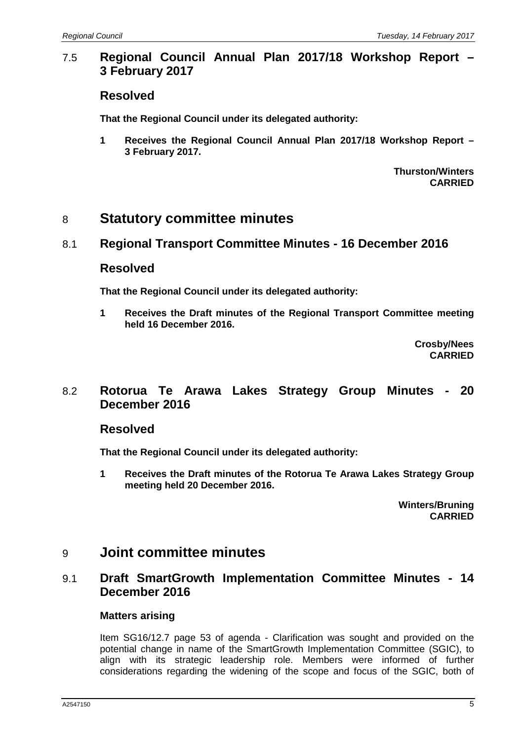## 7.5 Regional Council Annual Plan 2017/18 Workshop Report – 3 February 2017

### Resolved

**That the Regional Council under its delegated authority:**

**1 Receives the Regional Council Annual Plan 2017/18 Workshop Report – 3 February 2017.**

**Thurston/Winters**
**CARRIED**

# 8 Statutory committee minutes

## 8.1 Regional Transport Committee Minutes - 16 December 2016

### Resolved

**That the Regional Council under its delegated authority:**

**1 Receives the Draft minutes of the Regional Transport Committee meeting held 16 December 2016.**

**Crosby/Nees**
**CARRIED**

## 8.2 Rotorua Te Arawa Lakes Strategy Group Minutes - 20 December 2016

### Resolved

**That the Regional Council under its delegated authority:**

**1 Receives the Draft minutes of the Rotorua Te Arawa Lakes Strategy Group meeting held 20 December 2016.**

**Winters/Bruning**
**CARRIED**

# 9 Joint committee minutes

## 9.1 Draft SmartGrowth Implementation Committee Minutes - 14 December 2016

#### Matters arising

Item SG16/12.7 page 53 of agenda - Clarification was sought and provided on the potential change in name of the SmartGrowth Implementation Committee (SGIC), to align with its strategic leadership role. Members were informed of further considerations regarding the widening of the scope and focus of the SGIC, both of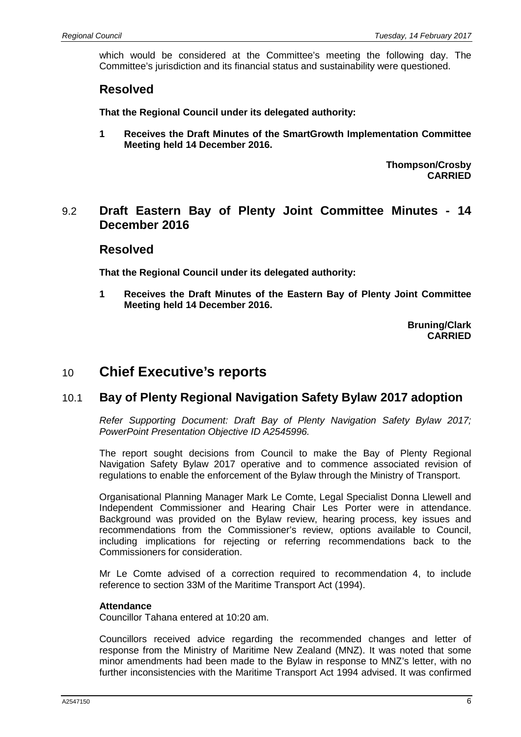which would be considered at the Committee's meeting the following day. The Committee's jurisdiction and its financial status and sustainability were questioned.

### Resolved

**That the Regional Council under its delegated authority:**

**1 Receives the Draft Minutes of the SmartGrowth Implementation Committee Meeting held 14 December 2016.**

**Thompson/Crosby**
**CARRIED**

## 9.2 Draft Eastern Bay of Plenty Joint Committee Minutes - 14 December 2016

### Resolved

**That the Regional Council under its delegated authority:**

**1 Receives the Draft Minutes of the Eastern Bay of Plenty Joint Committee Meeting held 14 December 2016.**

**Bruning/Clark**
**CARRIED**

# 10 Chief Executive's reports

## 10.1 Bay of Plenty Regional Navigation Safety Bylaw 2017 adoption

*Refer Supporting Document: Draft Bay of Plenty Navigation Safety Bylaw 2017; PowerPoint Presentation Objective ID A2545996.*

The report sought decisions from Council to make the Bay of Plenty Regional Navigation Safety Bylaw 2017 operative and to commence associated revision of regulations to enable the enforcement of the Bylaw through the Ministry of Transport.

Organisational Planning Manager Mark Le Comte, Legal Specialist Donna Llewell and Independent Commissioner and Hearing Chair Les Porter were in attendance. Background was provided on the Bylaw review, hearing process, key issues and recommendations from the Commissioner's review, options available to Council, including implications for rejecting or referring recommendations back to the Commissioners for consideration.

Mr Le Comte advised of a correction required to recommendation 4, to include reference to section 33M of the Maritime Transport Act (1994).

**Attendance**
Councillor Tahana entered at 10:20 am.

Councillors received advice regarding the recommended changes and letter of response from the Ministry of Maritime New Zealand (MNZ). It was noted that some minor amendments had been made to the Bylaw in response to MNZ's letter, with no further inconsistencies with the Maritime Transport Act 1994 advised. It was confirmed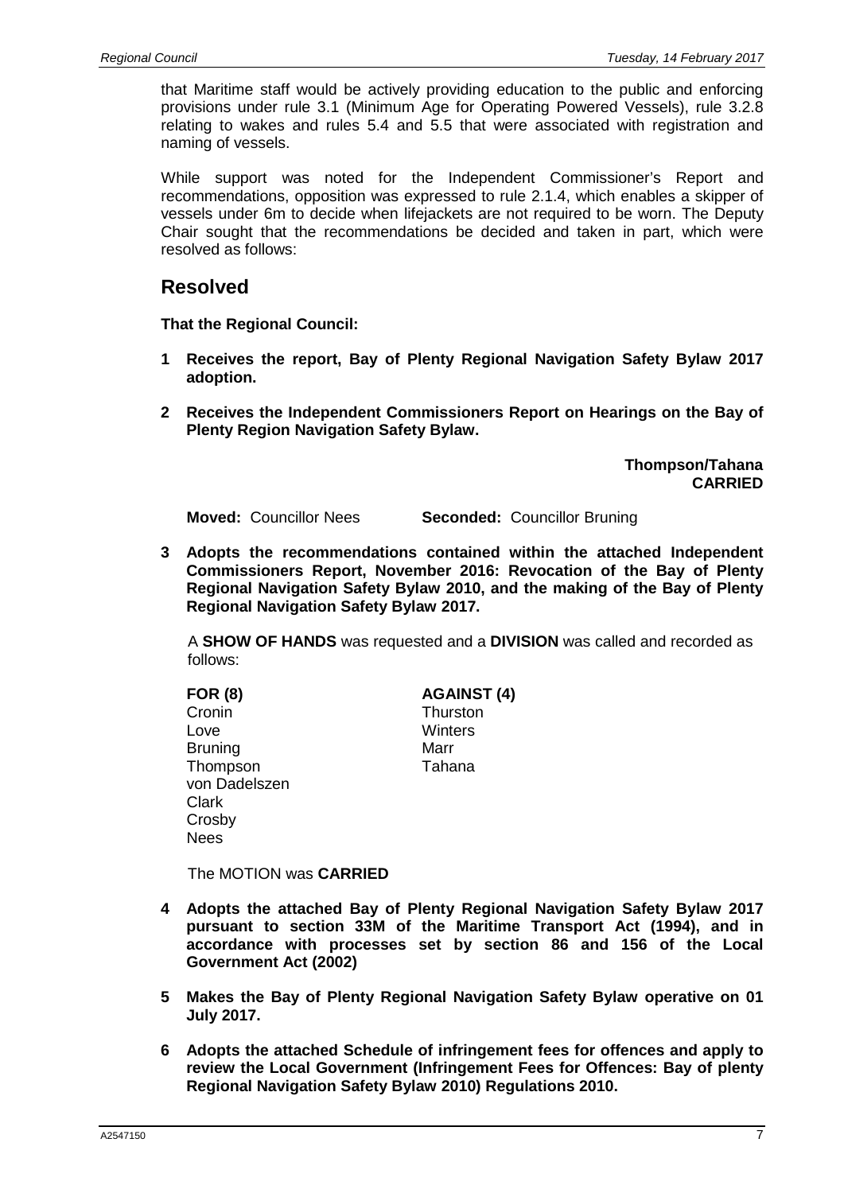that Maritime staff would be actively providing education to the public and enforcing provisions under rule 3.1 (Minimum Age for Operating Powered Vessels), rule 3.2.8 relating to wakes and rules 5.4 and 5.5 that were associated with registration and naming of vessels.

While support was noted for the Independent Commissioner's Report and recommendations, opposition was expressed to rule 2.1.4, which enables a skipper of vessels under 6m to decide when lifejackets are not required to be worn. The Deputy Chair sought that the recommendations be decided and taken in part, which were resolved as follows:

## Resolved

**That the Regional Council:**

**1 Receives the report, Bay of Plenty Regional Navigation Safety Bylaw 2017 adoption.**

**2 Receives the Independent Commissioners Report on Hearings on the Bay of Plenty Region Navigation Safety Bylaw.**

**Thompson/Tahana**
**CARRIED**

**Moved:** Councillor Nees **Seconded:** Councillor Bruning

**3 Adopts the recommendations contained within the attached Independent Commissioners Report, November 2016: Revocation of the Bay of Plenty Regional Navigation Safety Bylaw 2010, and the making of the Bay of Plenty Regional Navigation Safety Bylaw 2017.**

A **SHOW OF HANDS** was requested and a **DIVISION** was called and recorded as follows:

| **FOR (8)** | **AGAINST (4)** |
|---|---|
| Cronin | Thurston |
| Love | Winters |
| Bruning | Marr |
| Thompson | Tahana |
| von Dadelszen | |
| Clark | |
| Crosby | |
| Nees | |

The MOTION was **CARRIED**

**4 Adopts the attached Bay of Plenty Regional Navigation Safety Bylaw 2017 pursuant to section 33M of the Maritime Transport Act (1994), and in accordance with processes set by section 86 and 156 of the Local Government Act (2002)**

**5 Makes the Bay of Plenty Regional Navigation Safety Bylaw operative on 01 July 2017.**

**6 Adopts the attached Schedule of infringement fees for offences and apply to review the Local Government (Infringement Fees for Offences: Bay of plenty Regional Navigation Safety Bylaw 2010) Regulations 2010.**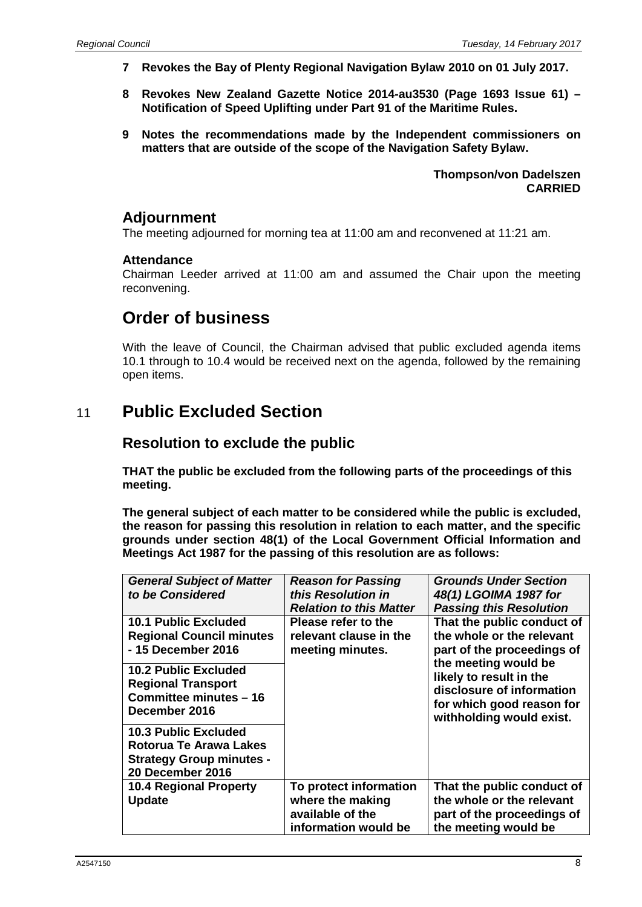**7 Revokes the Bay of Plenty Regional Navigation Bylaw 2010 on 01 July 2017.**

**8 Revokes New Zealand Gazette Notice 2014-au3530 (Page 1693 Issue 61) – Notification of Speed Uplifting under Part 91 of the Maritime Rules.**

**9 Notes the recommendations made by the Independent commissioners on matters that are outside of the scope of the Navigation Safety Bylaw.**

**Thompson/von Dadelszen**
**CARRIED**

## Adjournment

The meeting adjourned for morning tea at 11:00 am and reconvened at 11:21 am.

### Attendance

Chairman Leeder arrived at 11:00 am and assumed the Chair upon the meeting reconvening.

# Order of business

With the leave of Council, the Chairman advised that public excluded agenda items 10.1 through to 10.4 would be received next on the agenda, followed by the remaining open items.

# 11 Public Excluded Section

## Resolution to exclude the public

**THAT the public be excluded from the following parts of the proceedings of this meeting.**

**The general subject of each matter to be considered while the public is excluded, the reason for passing this resolution in relation to each matter, and the specific grounds under section 48(1) of the Local Government Official Information and Meetings Act 1987 for the passing of this resolution are as follows:**

| *General Subject of Matter to be Considered* | *Reason for Passing this Resolution in Relation to this Matter* | *Grounds Under Section 48(1) LGOIMA 1987 for Passing this Resolution* |
|---|---|---|
| **10.1 Public Excluded Regional Council minutes - 15 December 2016** | **Please refer to the relevant clause in the meeting minutes.** | **That the public conduct of the whole or the relevant part of the proceedings of the meeting would be likely to result in the disclosure of information for which good reason for withholding would exist.** |
| **10.2 Public Excluded Regional Transport Committee minutes – 16 December 2016** | | |
| **10.3 Public Excluded Rotorua Te Arawa Lakes Strategy Group minutes - 20 December 2016** | | |
| **10.4 Regional Property Update** | **To protect information where the making available of the information would be** | **That the public conduct of the whole or the relevant part of the proceedings of the meeting would be** |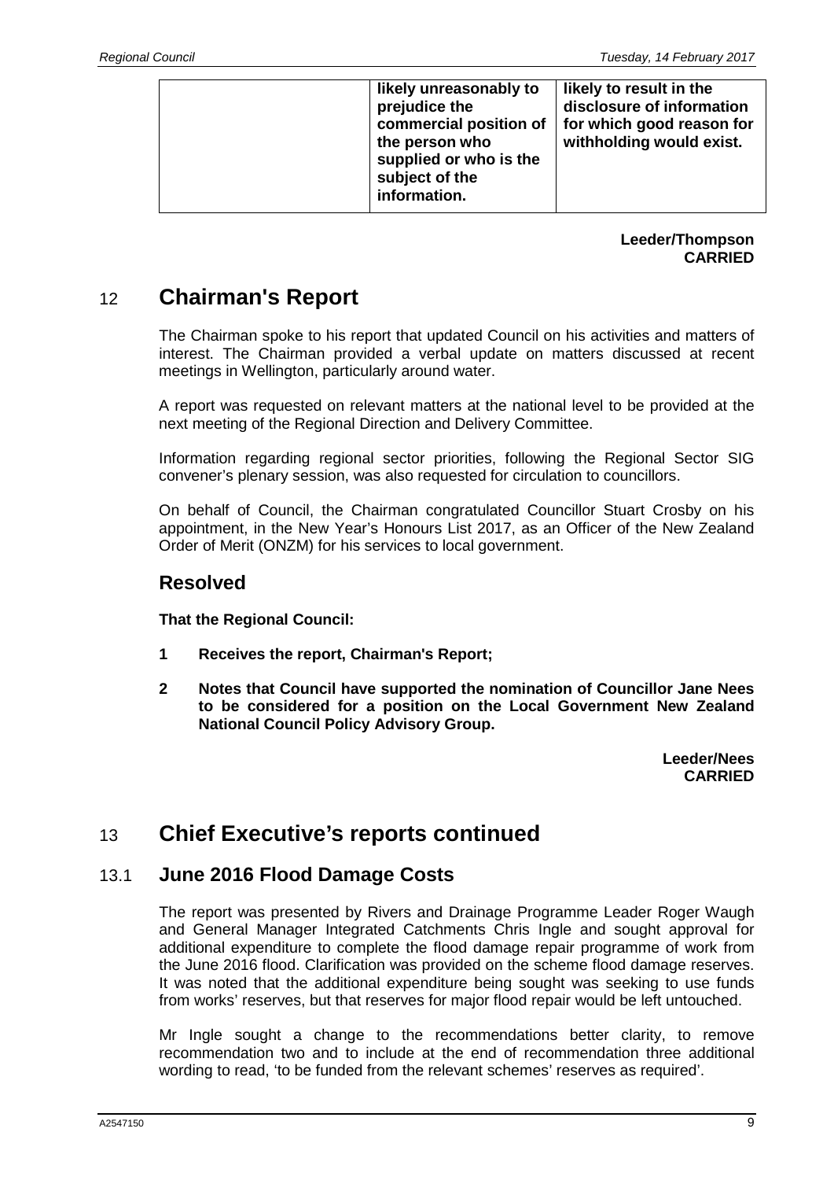| | **likely unreasonably to prejudice the commercial position of the person who supplied or who is the subject of the information.** | **likely to result in the disclosure of information for which good reason for withholding would exist.** |
|---|---|---|

**Leeder/Thompson**
**CARRIED**

# 12 Chairman's Report

The Chairman spoke to his report that updated Council on his activities and matters of interest. The Chairman provided a verbal update on matters discussed at recent meetings in Wellington, particularly around water.

A report was requested on relevant matters at the national level to be provided at the next meeting of the Regional Direction and Delivery Committee.

Information regarding regional sector priorities, following the Regional Sector SIG convener's plenary session, was also requested for circulation to councillors.

On behalf of Council, the Chairman congratulated Councillor Stuart Crosby on his appointment, in the New Year's Honours List 2017, as an Officer of the New Zealand Order of Merit (ONZM) for his services to local government.

## Resolved

**That the Regional Council:**

**1 Receives the report, Chairman's Report;**

**2 Notes that Council have supported the nomination of Councillor Jane Nees to be considered for a position on the Local Government New Zealand National Council Policy Advisory Group.**

**Leeder/Nees**
**CARRIED**

# 13 Chief Executive's reports continued

## 13.1 June 2016 Flood Damage Costs

The report was presented by Rivers and Drainage Programme Leader Roger Waugh and General Manager Integrated Catchments Chris Ingle and sought approval for additional expenditure to complete the flood damage repair programme of work from the June 2016 flood. Clarification was provided on the scheme flood damage reserves. It was noted that the additional expenditure being sought was seeking to use funds from works' reserves, but that reserves for major flood repair would be left untouched.

Mr Ingle sought a change to the recommendations better clarity, to remove recommendation two and to include at the end of recommendation three additional wording to read, 'to be funded from the relevant schemes' reserves as required'.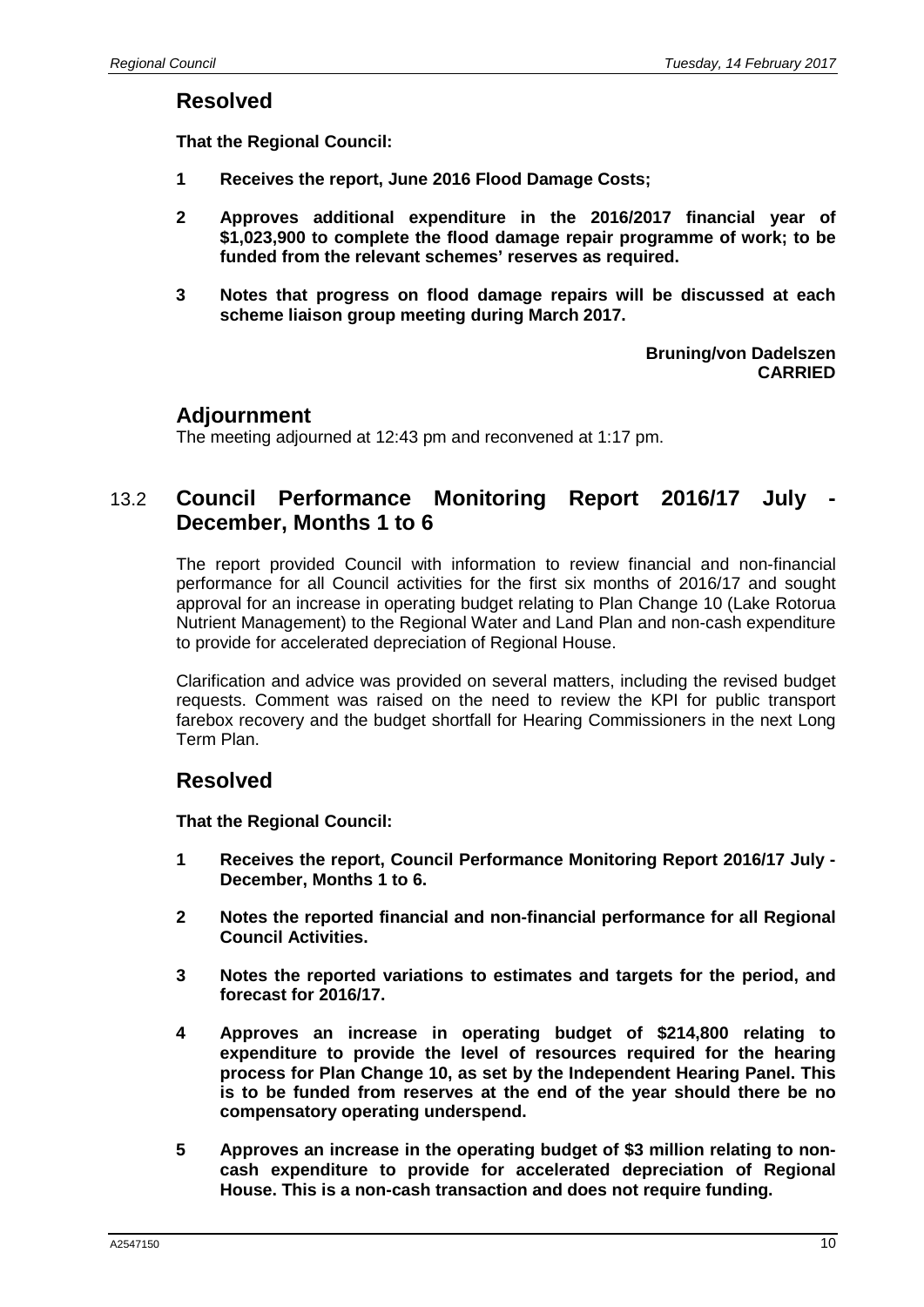## Resolved

**That the Regional Council:**

**1 Receives the report, June 2016 Flood Damage Costs;**

**2 Approves additional expenditure in the 2016/2017 financial year of $1,023,900 to complete the flood damage repair programme of work; to be funded from the relevant schemes' reserves as required.**

**3 Notes that progress on flood damage repairs will be discussed at each scheme liaison group meeting during March 2017.**

**Bruning/von Dadelszen**
**CARRIED**

## Adjournment

The meeting adjourned at 12:43 pm and reconvened at 1:17 pm.

## 13.2 Council Performance Monitoring Report 2016/17 July - December, Months 1 to 6

The report provided Council with information to review financial and non-financial performance for all Council activities for the first six months of 2016/17 and sought approval for an increase in operating budget relating to Plan Change 10 (Lake Rotorua Nutrient Management) to the Regional Water and Land Plan and non-cash expenditure to provide for accelerated depreciation of Regional House.

Clarification and advice was provided on several matters, including the revised budget requests. Comment was raised on the need to review the KPI for public transport farebox recovery and the budget shortfall for Hearing Commissioners in the next Long Term Plan.

## Resolved

**That the Regional Council:**

**1 Receives the report, Council Performance Monitoring Report 2016/17 July - December, Months 1 to 6.**

**2 Notes the reported financial and non-financial performance for all Regional Council Activities.**

**3 Notes the reported variations to estimates and targets for the period, and forecast for 2016/17.**

**4 Approves an increase in operating budget of $214,800 relating to expenditure to provide the level of resources required for the hearing process for Plan Change 10, as set by the Independent Hearing Panel. This is to be funded from reserves at the end of the year should there be no compensatory operating underspend.**

**5 Approves an increase in the operating budget of $3 million relating to non-cash expenditure to provide for accelerated depreciation of Regional House. This is a non-cash transaction and does not require funding.**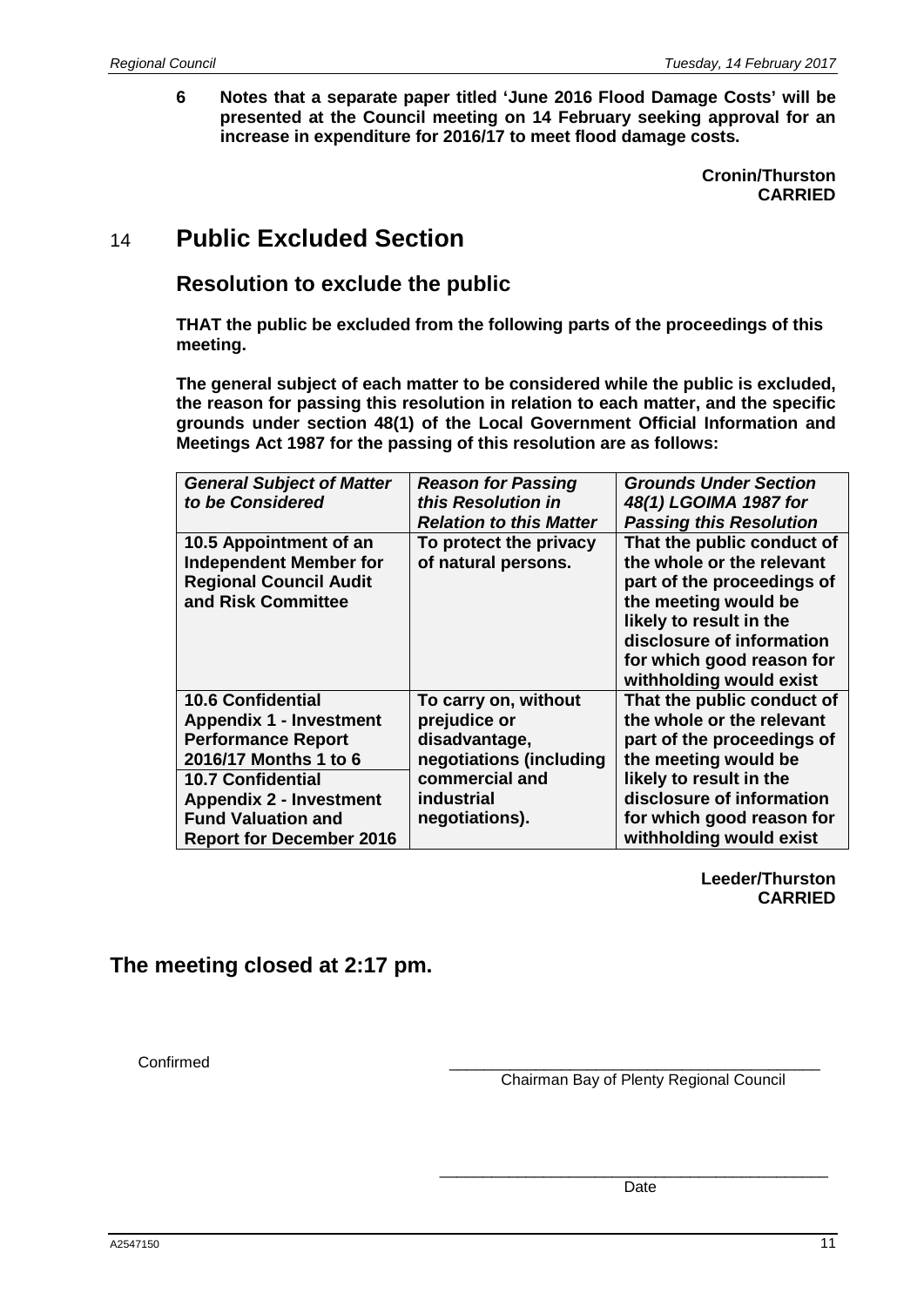**6 Notes that a separate paper titled 'June 2016 Flood Damage Costs' will be presented at the Council meeting on 14 February seeking approval for an increase in expenditure for 2016/17 to meet flood damage costs.**

**Cronin/Thurston**
**CARRIED**

# 14 Public Excluded Section

## Resolution to exclude the public

**THAT the public be excluded from the following parts of the proceedings of this meeting.**

**The general subject of each matter to be considered while the public is excluded, the reason for passing this resolution in relation to each matter, and the specific grounds under section 48(1) of the Local Government Official Information and Meetings Act 1987 for the passing of this resolution are as follows:**

| ***General Subject of Matter to be Considered*** | ***Reason for Passing this Resolution in Relation to this Matter*** | ***Grounds Under Section 48(1) LGOIMA 1987 for Passing this Resolution*** |
|---|---|---|
| **10.5 Appointment of an Independent Member for Regional Council Audit and Risk Committee** | **To protect the privacy of natural persons.** | **That the public conduct of the whole or the relevant part of the proceedings of the meeting would be likely to result in the disclosure of information for which good reason for withholding would exist** |
| **10.6 Confidential Appendix 1 - Investment Performance Report 2016/17 Months 1 to 6** **10.7 Confidential Appendix 2 - Investment Fund Valuation and Report for December 2016** | **To carry on, without prejudice or disadvantage, negotiations (including commercial and industrial negotiations).** | **That the public conduct of the whole or the relevant part of the proceedings of the meeting would be likely to result in the disclosure of information for which good reason for withholding would exist** |

**Leeder/Thurston**
**CARRIED**

## The meeting closed at 2:17 pm.

Confirmed

_____________________________________________
Chairman Bay of Plenty Regional Council

_____________________________________________
Date

A2547150